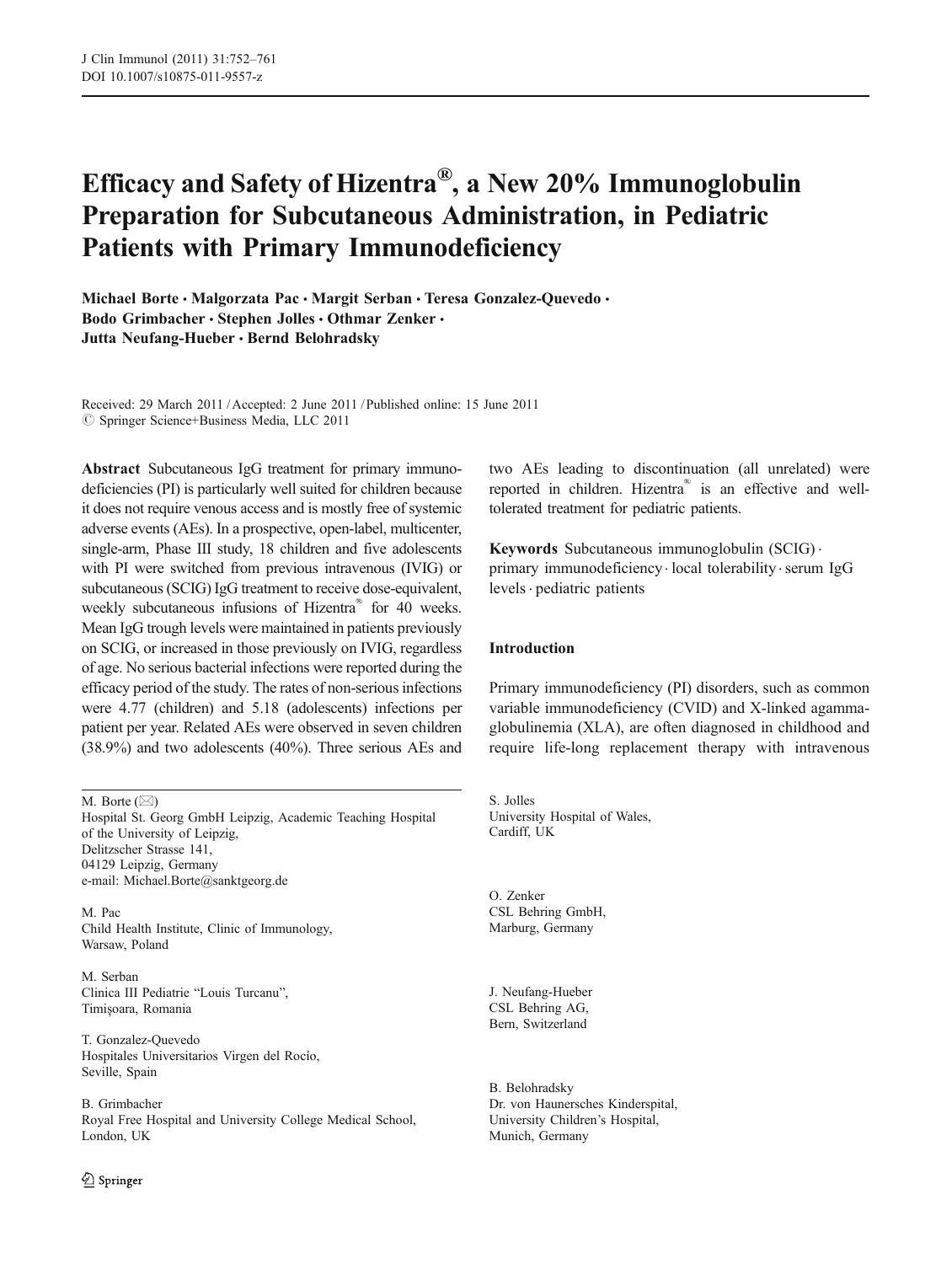# Efficacy and Safety of Hizentra®, a New 20% Immunoglobulin Preparation for Subcutaneous Administration, in Pediatric Patients with Primary Immunodeficiency

**Michael Borte · Malgorzata Pac · Margit Serban · Teresa Gonzalez-Quevedo · Bodo Grimbacher · Stephen Jolles · Othmar Zenker · Jutta Neufang-Hueber · Bernd Belohradsky**

Received: 29 March 2011 / Accepted: 2 June 2011 / Published online: 15 June 2011
© Springer Science+Business Media, LLC 2011

**Abstract** Subcutaneous IgG treatment for primary immunodeficiencies (PI) is particularly well suited for children because it does not require venous access and is mostly free of systemic adverse events (AEs). In a prospective, open-label, multicenter, single-arm, Phase III study, 18 children and five adolescents with PI were switched from previous intravenous (IVIG) or subcutaneous (SCIG) IgG treatment to receive dose-equivalent, weekly subcutaneous infusions of Hizentra® for 40 weeks. Mean IgG trough levels were maintained in patients previously on SCIG, or increased in those previously on IVIG, regardless of age. No serious bacterial infections were reported during the efficacy period of the study. The rates of non-serious infections were 4.77 (children) and 5.18 (adolescents) infections per patient per year. Related AEs were observed in seven children (38.9%) and two adolescents (40%). Three serious AEs and two AEs leading to discontinuation (all unrelated) were reported in children. Hizentra® is an effective and well-tolerated treatment for pediatric patients.

**Keywords** Subcutaneous immunoglobulin (SCIG) · primary immunodeficiency · local tolerability · serum IgG levels · pediatric patients

## Introduction

Primary immunodeficiency (PI) disorders, such as common variable immunodeficiency (CVID) and X-linked agammaglobulinemia (XLA), are often diagnosed in childhood and require life-long replacement therapy with intravenous

M. Borte (✉)
Hospital St. Georg GmbH Leipzig, Academic Teaching Hospital of the University of Leipzig,
Delitzscher Strasse 141,
04129 Leipzig, Germany
e-mail: Michael.Borte@sanktgeorg.de

M. Pac
Child Health Institute, Clinic of Immunology,
Warsaw, Poland

M. Serban
Clinica III Pediatrie "Louis Turcanu",
Timişoara, Romania

T. Gonzalez-Quevedo
Hospitales Universitarios Virgen del Rocío,
Seville, Spain

B. Grimbacher
Royal Free Hospital and University College Medical School,
London, UK

S. Jolles
University Hospital of Wales,
Cardiff, UK

O. Zenker
CSL Behring GmbH,
Marburg, Germany

J. Neufang-Hueber
CSL Behring AG,
Bern, Switzerland

B. Belohradsky
Dr. von Haunersches Kinderspital,
University Children's Hospital,
Munich, Germany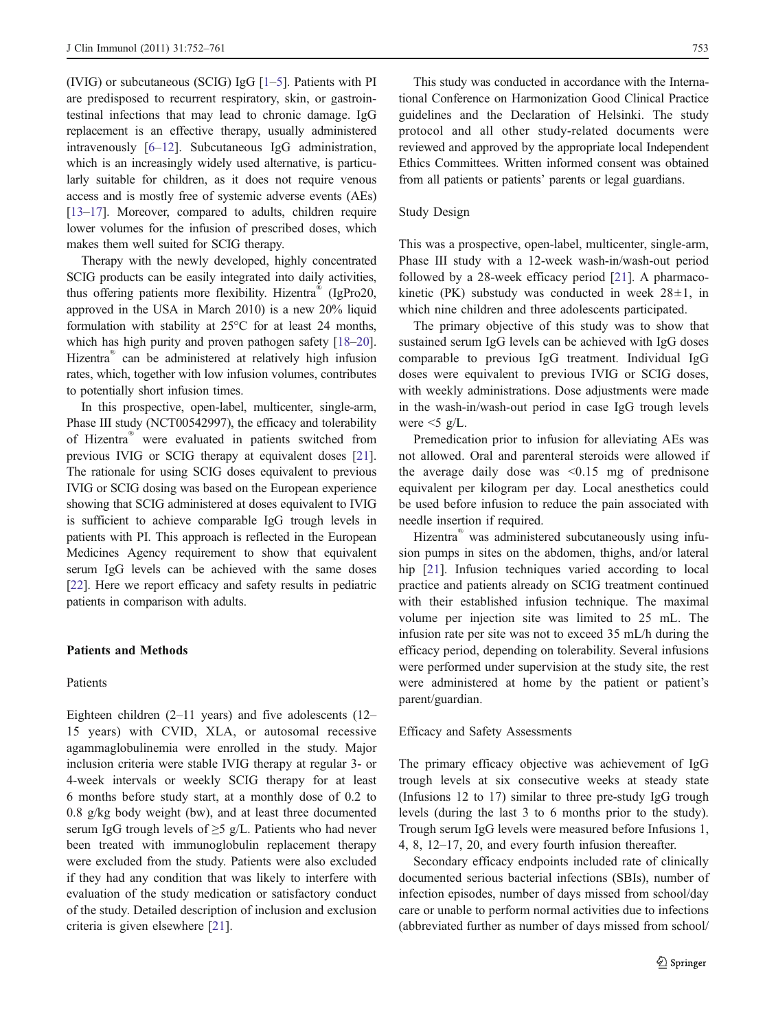(IVIG) or subcutaneous (SCIG) IgG [1–5]. Patients with PI are predisposed to recurrent respiratory, skin, or gastrointestinal infections that may lead to chronic damage. IgG replacement is an effective therapy, usually administered intravenously [6–12]. Subcutaneous IgG administration, which is an increasingly widely used alternative, is particularly suitable for children, as it does not require venous access and is mostly free of systemic adverse events (AEs) [13–17]. Moreover, compared to adults, children require lower volumes for the infusion of prescribed doses, which makes them well suited for SCIG therapy.

Therapy with the newly developed, highly concentrated SCIG products can be easily integrated into daily activities, thus offering patients more flexibility. Hizentra® (IgPro20, approved in the USA in March 2010) is a new 20% liquid formulation with stability at 25°C for at least 24 months, which has high purity and proven pathogen safety [18–20]. Hizentra® can be administered at relatively high infusion rates, which, together with low infusion volumes, contributes to potentially short infusion times.

In this prospective, open-label, multicenter, single-arm, Phase III study (NCT00542997), the efficacy and tolerability of Hizentra® were evaluated in patients switched from previous IVIG or SCIG therapy at equivalent doses [21]. The rationale for using SCIG doses equivalent to previous IVIG or SCIG dosing was based on the European experience showing that SCIG administered at doses equivalent to IVIG is sufficient to achieve comparable IgG trough levels in patients with PI. This approach is reflected in the European Medicines Agency requirement to show that equivalent serum IgG levels can be achieved with the same doses [22]. Here we report efficacy and safety results in pediatric patients in comparison with adults.

## Patients and Methods

### Patients

Eighteen children (2–11 years) and five adolescents (12–15 years) with CVID, XLA, or autosomal recessive agammaglobulinemia were enrolled in the study. Major inclusion criteria were stable IVIG therapy at regular 3- or 4-week intervals or weekly SCIG therapy for at least 6 months before study start, at a monthly dose of 0.2 to 0.8 g/kg body weight (bw), and at least three documented serum IgG trough levels of ≥5 g/L. Patients who had never been treated with immunoglobulin replacement therapy were excluded from the study. Patients were also excluded if they had any condition that was likely to interfere with evaluation of the study medication or satisfactory conduct of the study. Detailed description of inclusion and exclusion criteria is given elsewhere [21].

This study was conducted in accordance with the International Conference on Harmonization Good Clinical Practice guidelines and the Declaration of Helsinki. The study protocol and all other study-related documents were reviewed and approved by the appropriate local Independent Ethics Committees. Written informed consent was obtained from all patients or patients' parents or legal guardians.

### Study Design

This was a prospective, open-label, multicenter, single-arm, Phase III study with a 12-week wash-in/wash-out period followed by a 28-week efficacy period [21]. A pharmacokinetic (PK) substudy was conducted in week 28±1, in which nine children and three adolescents participated.

The primary objective of this study was to show that sustained serum IgG levels can be achieved with IgG doses comparable to previous IgG treatment. Individual IgG doses were equivalent to previous IVIG or SCIG doses, with weekly administrations. Dose adjustments were made in the wash-in/wash-out period in case IgG trough levels were <5 g/L.

Premedication prior to infusion for alleviating AEs was not allowed. Oral and parenteral steroids were allowed if the average daily dose was <0.15 mg of prednisone equivalent per kilogram per day. Local anesthetics could be used before infusion to reduce the pain associated with needle insertion if required.

Hizentra® was administered subcutaneously using infusion pumps in sites on the abdomen, thighs, and/or lateral hip [21]. Infusion techniques varied according to local practice and patients already on SCIG treatment continued with their established infusion technique. The maximal volume per injection site was limited to 25 mL. The infusion rate per site was not to exceed 35 mL/h during the efficacy period, depending on tolerability. Several infusions were performed under supervision at the study site, the rest were administered at home by the patient or patient's parent/guardian.

### Efficacy and Safety Assessments

The primary efficacy objective was achievement of IgG trough levels at six consecutive weeks at steady state (Infusions 12 to 17) similar to three pre-study IgG trough levels (during the last 3 to 6 months prior to the study). Trough serum IgG levels were measured before Infusions 1, 4, 8, 12–17, 20, and every fourth infusion thereafter.

Secondary efficacy endpoints included rate of clinically documented serious bacterial infections (SBIs), number of infection episodes, number of days missed from school/day care or unable to perform normal activities due to infections (abbreviated further as number of days missed from school/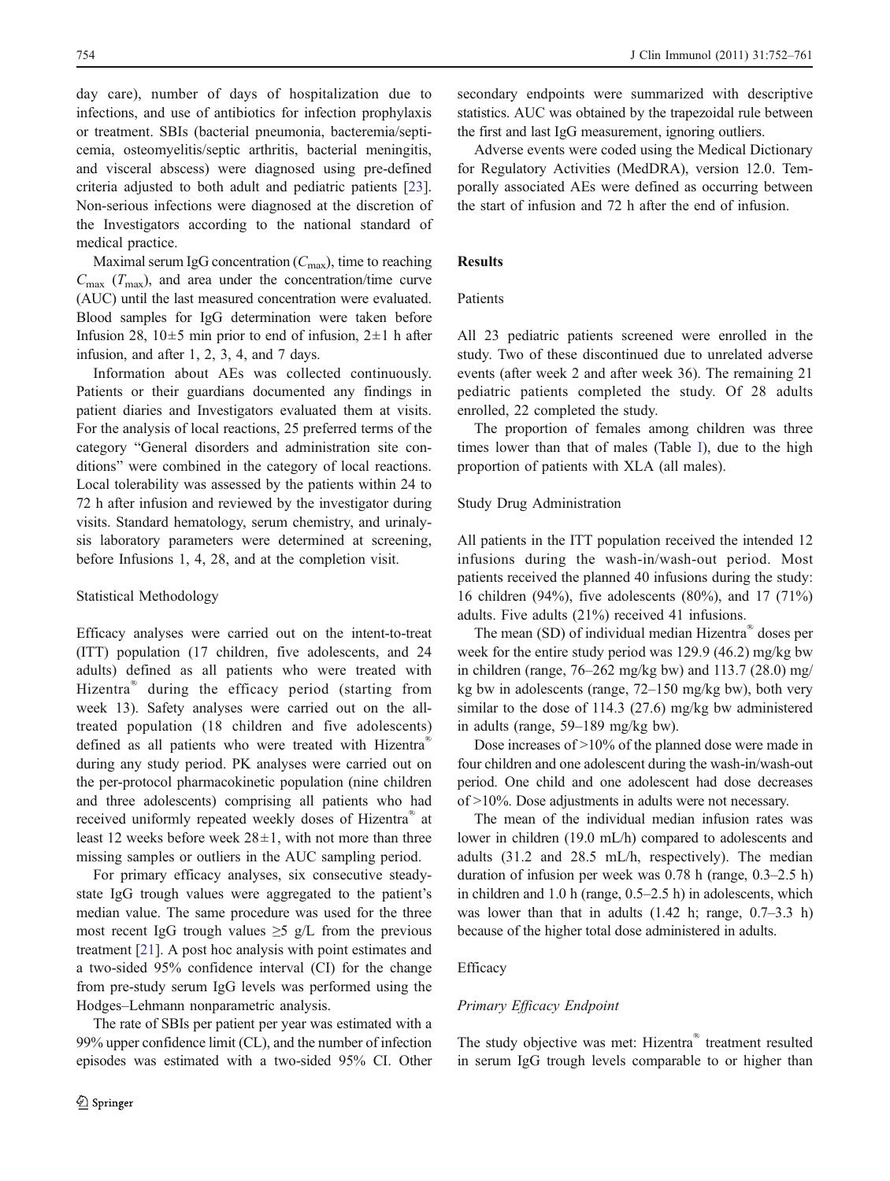day care), number of days of hospitalization due to infections, and use of antibiotics for infection prophylaxis or treatment. SBIs (bacterial pneumonia, bacteremia/septicemia, osteomyelitis/septic arthritis, bacterial meningitis, and visceral abscess) were diagnosed using pre-defined criteria adjusted to both adult and pediatric patients [23]. Non-serious infections were diagnosed at the discretion of the Investigators according to the national standard of medical practice.

Maximal serum IgG concentration ($C_{max}$), time to reaching $C_{max}$ ($T_{max}$), and area under the concentration/time curve (AUC) until the last measured concentration were evaluated. Blood samples for IgG determination were taken before Infusion 28, 10±5 min prior to end of infusion, 2±1 h after infusion, and after 1, 2, 3, 4, and 7 days.

Information about AEs was collected continuously. Patients or their guardians documented any findings in patient diaries and Investigators evaluated them at visits. For the analysis of local reactions, 25 preferred terms of the category "General disorders and administration site conditions" were combined in the category of local reactions. Local tolerability was assessed by the patients within 24 to 72 h after infusion and reviewed by the investigator during visits. Standard hematology, serum chemistry, and urinalysis laboratory parameters were determined at screening, before Infusions 1, 4, 28, and at the completion visit.

### Statistical Methodology

Efficacy analyses were carried out on the intent-to-treat (ITT) population (17 children, five adolescents, and 24 adults) defined as all patients who were treated with Hizentra® during the efficacy period (starting from week 13). Safety analyses were carried out on the all-treated population (18 children and five adolescents) defined as all patients who were treated with Hizentra® during any study period. PK analyses were carried out on the per-protocol pharmacokinetic population (nine children and three adolescents) comprising all patients who had received uniformly repeated weekly doses of Hizentra® at least 12 weeks before week 28±1, with not more than three missing samples or outliers in the AUC sampling period.

For primary efficacy analyses, six consecutive steady-state IgG trough values were aggregated to the patient's median value. The same procedure was used for the three most recent IgG trough values ≥5 g/L from the previous treatment [21]. A post hoc analysis with point estimates and a two-sided 95% confidence interval (CI) for the change from pre-study serum IgG levels was performed using the Hodges–Lehmann nonparametric analysis.

The rate of SBIs per patient per year was estimated with a 99% upper confidence limit (CL), and the number of infection episodes was estimated with a two-sided 95% CI. Other secondary endpoints were summarized with descriptive statistics. AUC was obtained by the trapezoidal rule between the first and last IgG measurement, ignoring outliers.

Adverse events were coded using the Medical Dictionary for Regulatory Activities (MedDRA), version 12.0. Temporally associated AEs were defined as occurring between the start of infusion and 72 h after the end of infusion.

## Results

### Patients

All 23 pediatric patients screened were enrolled in the study. Two of these discontinued due to unrelated adverse events (after week 2 and after week 36). The remaining 21 pediatric patients completed the study. Of 28 adults enrolled, 22 completed the study.

The proportion of females among children was three times lower than that of males (Table I), due to the high proportion of patients with XLA (all males).

### Study Drug Administration

All patients in the ITT population received the intended 12 infusions during the wash-in/wash-out period. Most patients received the planned 40 infusions during the study: 16 children (94%), five adolescents (80%), and 17 (71%) adults. Five adults (21%) received 41 infusions.

The mean (SD) of individual median Hizentra® doses per week for the entire study period was 129.9 (46.2) mg/kg bw in children (range, 76–262 mg/kg bw) and 113.7 (28.0) mg/kg bw in adolescents (range, 72–150 mg/kg bw), both very similar to the dose of 114.3 (27.6) mg/kg bw administered in adults (range, 59–189 mg/kg bw).

Dose increases of >10% of the planned dose were made in four children and one adolescent during the wash-in/wash-out period. One child and one adolescent had dose decreases of >10%. Dose adjustments in adults were not necessary.

The mean of the individual median infusion rates was lower in children (19.0 mL/h) compared to adolescents and adults (31.2 and 28.5 mL/h, respectively). The median duration of infusion per week was 0.78 h (range, 0.3–2.5 h) in children and 1.0 h (range, 0.5–2.5 h) in adolescents, which was lower than that in adults (1.42 h; range, 0.7–3.3 h) because of the higher total dose administered in adults.

### Efficacy

#### *Primary Efficacy Endpoint*

The study objective was met: Hizentra® treatment resulted in serum IgG trough levels comparable to or higher than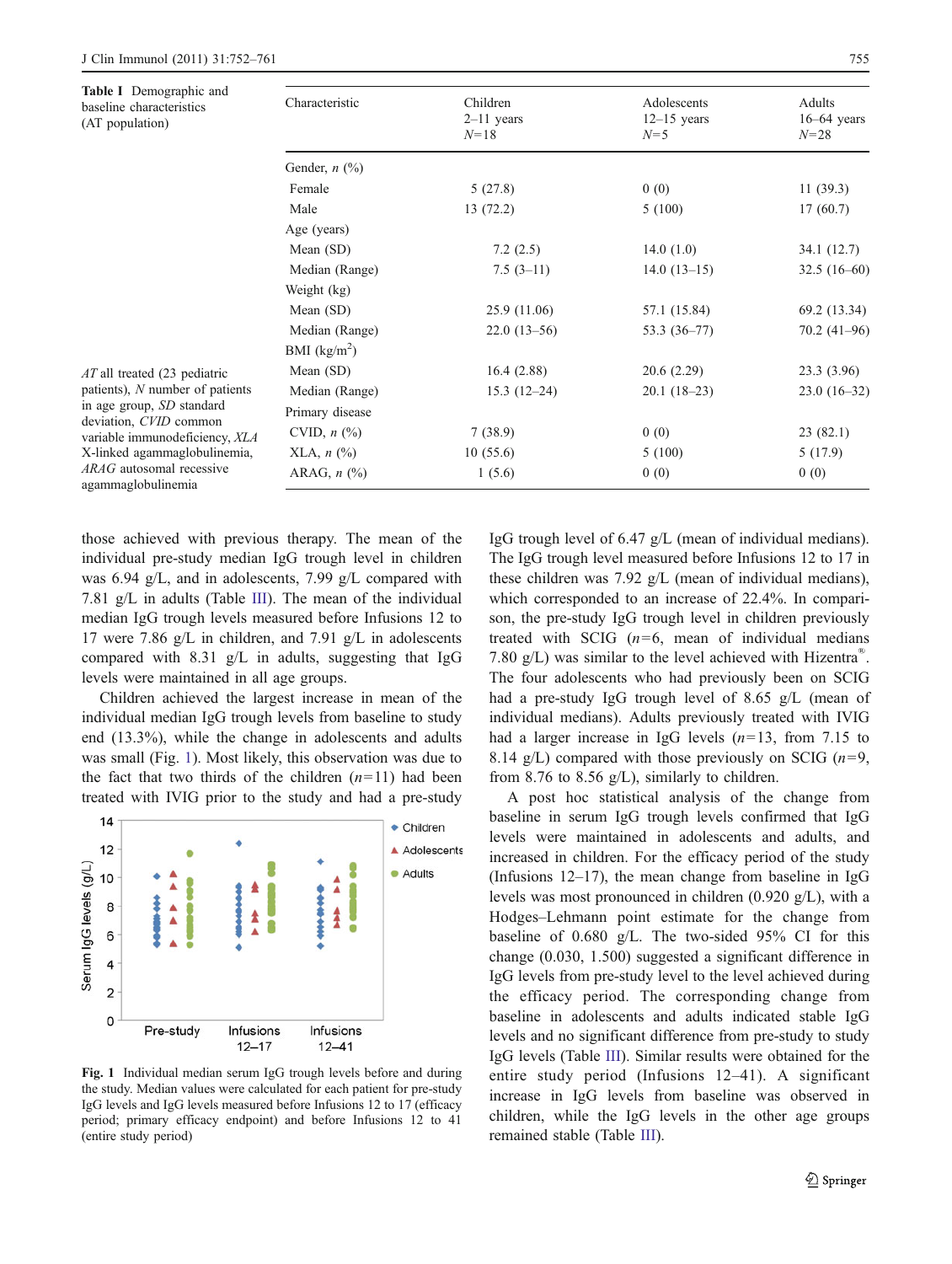**Table I** Demographic and baseline characteristics (AT population)

| Characteristic | Children 2–11 years N=18 | Adolescents 12–15 years N=5 | Adults 16–64 years N=28 |
|---|---|---|---|
| Gender, n (%) | | | |
| Female | 5 (27.8) | 0 (0) | 11 (39.3) |
| Male | 13 (72.2) | 5 (100) | 17 (60.7) |
| Age (years) | | | |
| Mean (SD) | 7.2 (2.5) | 14.0 (1.0) | 34.1 (12.7) |
| Median (Range) | 7.5 (3–11) | 14.0 (13–15) | 32.5 (16–60) |
| Weight (kg) | | | |
| Mean (SD) | 25.9 (11.06) | 57.1 (15.84) | 69.2 (13.34) |
| Median (Range) | 22.0 (13–56) | 53.3 (36–77) | 70.2 (41–96) |
| BMI (kg/m$^2$) | | | |
| Mean (SD) | 16.4 (2.88) | 20.6 (2.29) | 23.3 (3.96) |
| Median (Range) | 15.3 (12–24) | 20.1 (18–23) | 23.0 (16–32) |
| Primary disease | | | |
| CVID, n (%) | 7 (38.9) | 0 (0) | 23 (82.1) |
| XLA, n (%) | 10 (55.6) | 5 (100) | 5 (17.9) |
| ARAG, n (%) | 1 (5.6) | 0 (0) | 0 (0) |

*AT* all treated (23 pediatric patients), *N* number of patients in age group, *SD* standard deviation, *CVID* common variable immunodeficiency, *XLA* X-linked agammaglobulinemia, *ARAG* autosomal recessive agammaglobulinemia

those achieved with previous therapy. The mean of the individual pre-study median IgG trough level in children was 6.94 g/L, and in adolescents, 7.99 g/L compared with 7.81 g/L in adults (Table III). The mean of the individual median IgG trough levels measured before Infusions 12 to 17 were 7.86 g/L in children, and 7.91 g/L in adolescents compared with 8.31 g/L in adults, suggesting that IgG levels were maintained in all age groups.

Children achieved the largest increase in mean of the individual median IgG trough levels from baseline to study end (13.3%), while the change in adolescents and adults was small (Fig. 1). Most likely, this observation was due to the fact that two thirds of the children ($n$=11) had been treated with IVIG prior to the study and had a pre-study IgG trough level of 6.47 g/L (mean of individual medians). The IgG trough level measured before Infusions 12 to 17 in these children was 7.92 g/L (mean of individual medians), which corresponded to an increase of 22.4%. In comparison, the pre-study IgG trough level in children previously treated with SCIG ($n$=6, mean of individual medians 7.80 g/L) was similar to the level achieved with Hizentra®. The four adolescents who had previously been on SCIG had a pre-study IgG trough level of 8.65 g/L (mean of individual medians). Adults previously treated with IVIG had a larger increase in IgG levels ($n$=13, from 7.15 to 8.14 g/L) compared with those previously on SCIG ($n$=9, from 8.76 to 8.56 g/L), similarly to children.

**Fig. 1** Individual median serum IgG trough levels before and during the study. Median values were calculated for each patient for pre-study IgG levels and IgG levels measured before Infusions 12 to 17 (efficacy period; primary efficacy endpoint) and before Infusions 12 to 41 (entire study period)

A post hoc statistical analysis of the change from baseline in serum IgG trough levels confirmed that IgG levels were maintained in adolescents and adults, and increased in children. For the efficacy period of the study (Infusions 12–17), the mean change from baseline in IgG levels was most pronounced in children (0.920 g/L), with a Hodges–Lehmann point estimate for the change from baseline of 0.680 g/L. The two-sided 95% CI for this change (0.030, 1.500) suggested a significant difference in IgG levels from pre-study level to the level achieved during the efficacy period. The corresponding change from baseline in adolescents and adults indicated stable IgG levels and no significant difference from pre-study to study IgG levels (Table III). Similar results were obtained for the entire study period (Infusions 12–41). A significant increase in IgG levels from baseline was observed in children, while the IgG levels in the other age groups remained stable (Table III).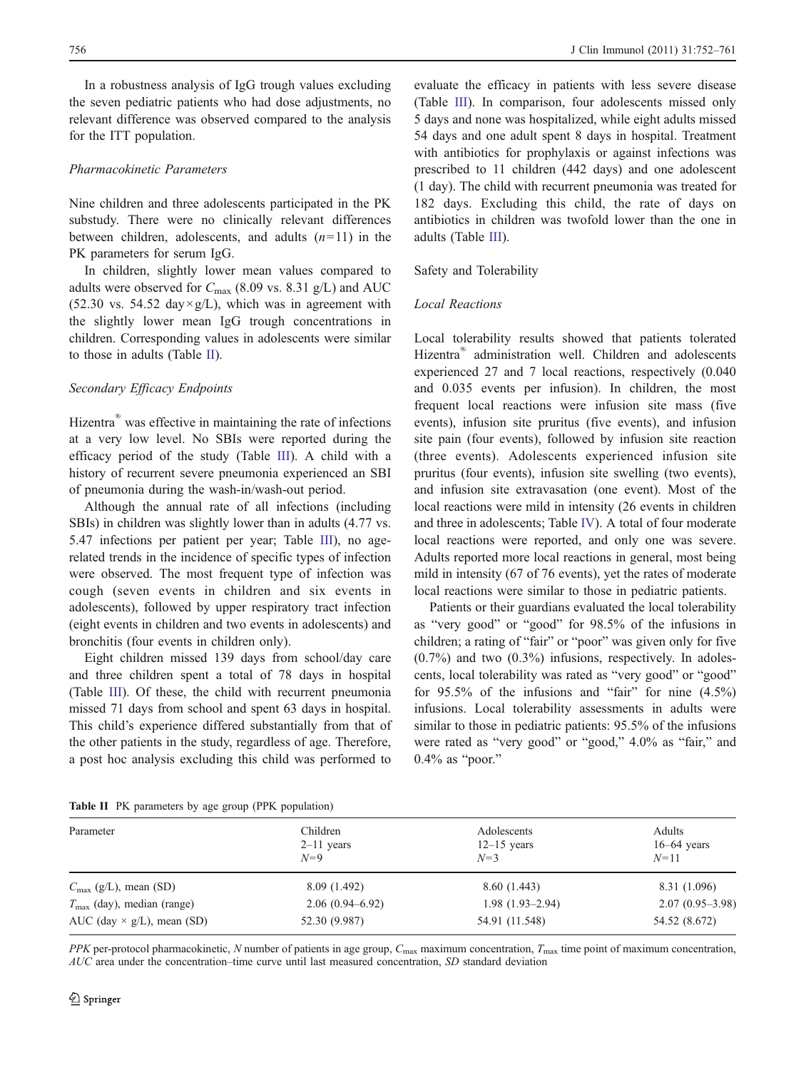In a robustness analysis of IgG trough values excluding the seven pediatric patients who had dose adjustments, no relevant difference was observed compared to the analysis for the ITT population.

### *Pharmacokinetic Parameters*

Nine children and three adolescents participated in the PK substudy. There were no clinically relevant differences between children, adolescents, and adults ($n=11$) in the PK parameters for serum IgG.

In children, slightly lower mean values compared to adults were observed for $C_{max}$ (8.09 vs. 8.31 g/L) and AUC (52.30 vs. 54.52 day×g/L), which was in agreement with the slightly lower mean IgG trough concentrations in children. Corresponding values in adolescents were similar to those in adults (Table II).

### *Secondary Efficacy Endpoints*

Hizentra® was effective in maintaining the rate of infections at a very low level. No SBIs were reported during the efficacy period of the study (Table III). A child with a history of recurrent severe pneumonia experienced an SBI of pneumonia during the wash-in/wash-out period.

Although the annual rate of all infections (including SBIs) in children was slightly lower than in adults (4.77 vs. 5.47 infections per patient per year; Table III), no age-related trends in the incidence of specific types of infection were observed. The most frequent type of infection was cough (seven events in children and six events in adolescents), followed by upper respiratory tract infection (eight events in children and two events in adolescents) and bronchitis (four events in children only).

Eight children missed 139 days from school/day care and three children spent a total of 78 days in hospital (Table III). Of these, the child with recurrent pneumonia missed 71 days from school and spent 63 days in hospital. This child's experience differed substantially from that of the other patients in the study, regardless of age. Therefore, a post hoc analysis excluding this child was performed to evaluate the efficacy in patients with less severe disease (Table III). In comparison, four adolescents missed only 5 days and none was hospitalized, while eight adults missed 54 days and one adult spent 8 days in hospital. Treatment with antibiotics for prophylaxis or against infections was prescribed to 11 children (442 days) and one adolescent (1 day). The child with recurrent pneumonia was treated for 182 days. Excluding this child, the rate of days on antibiotics in children was twofold lower than the one in adults (Table III).

## Safety and Tolerability

### *Local Reactions*

Local tolerability results showed that patients tolerated Hizentra® administration well. Children and adolescents experienced 27 and 7 local reactions, respectively (0.040 and 0.035 events per infusion). In children, the most frequent local reactions were infusion site mass (five events), infusion site pruritus (five events), and infusion site pain (four events), followed by infusion site reaction (three events). Adolescents experienced infusion site pruritus (four events), infusion site swelling (two events), and infusion site extravasation (one event). Most of the local reactions were mild in intensity (26 events in children and three in adolescents; Table IV). A total of four moderate local reactions were reported, and only one was severe. Adults reported more local reactions in general, most being mild in intensity (67 of 76 events), yet the rates of moderate local reactions were similar to those in pediatric patients.

Patients or their guardians evaluated the local tolerability as "very good" or "good" for 98.5% of the infusions in children; a rating of "fair" or "poor" was given only for five (0.7%) and two (0.3%) infusions, respectively. In adolescents, local tolerability was rated as "very good" or "good" for 95.5% of the infusions and "fair" for nine (4.5%) infusions. Local tolerability assessments in adults were similar to those in pediatric patients: 95.5% of the infusions were rated as "very good" or "good," 4.0% as "fair," and 0.4% as "poor."

**Table II** PK parameters by age group (PPK population)

| Parameter | Children 2–11 years $N=9$ | Adolescents 12–15 years $N=3$ | Adults 16–64 years $N=11$ |
|---|---|---|---|
| $C_{max}$ (g/L), mean (SD) | 8.09 (1.492) | 8.60 (1.443) | 8.31 (1.096) |
| $T_{max}$ (day), median (range) | 2.06 (0.94–6.92) | 1.98 (1.93–2.94) | 2.07 (0.95–3.98) |
| AUC (day × g/L), mean (SD) | 52.30 (9.987) | 54.91 (11.548) | 54.52 (8.672) |

*PPK* per-protocol pharmacokinetic, *N* number of patients in age group, $C_{max}$ maximum concentration, $T_{max}$ time point of maximum concentration, *AUC* area under the concentration–time curve until last measured concentration, *SD* standard deviation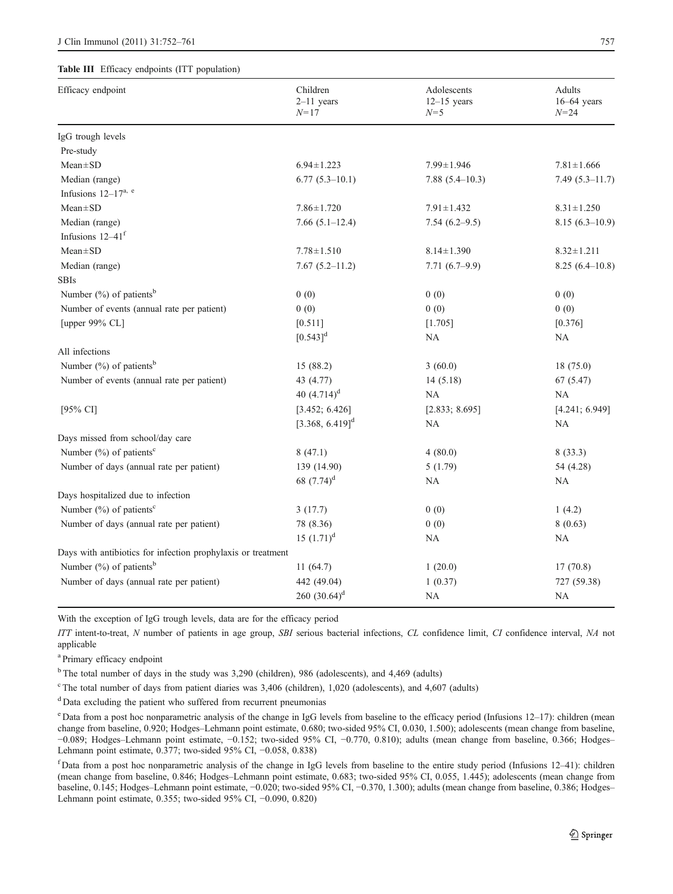**Table III** Efficacy endpoints (ITT population)

| Efficacy endpoint | Children 2–11 years $N$=17 | Adolescents 12–15 years $N$=5 | Adults 16–64 years $N$=24 |
|---|---|---|---|
| IgG trough levels | | | |
| Pre-study | | | |
| Mean±SD | 6.94±1.223 | 7.99±1.946 | 7.81±1.666 |
| Median (range) | 6.77 (5.3–10.1) | 7.88 (5.4–10.3) | 7.49 (5.3–11.7) |
| Infusions 12–17[a, e] | | | |
| Mean±SD | 7.86±1.720 | 7.91±1.432 | 8.31±1.250 |
| Median (range) | 7.66 (5.1–12.4) | 7.54 (6.2–9.5) | 8.15 (6.3–10.9) |
| Infusions 12–41[f] | | | |
| Mean±SD | 7.78±1.510 | 8.14±1.390 | 8.32±1.211 |
| Median (range) | 7.67 (5.2–11.2) | 7.71 (6.7–9.9) | 8.25 (6.4–10.8) |
| SBIs | | | |
| Number (%) of patients[b] | 0 (0) | 0 (0) | 0 (0) |
| Number of events (annual rate per patient) | 0 (0) | 0 (0) | 0 (0) |
| [upper 99% CL] | [0.511] | [1.705] | [0.376] |
| | [0.543][d] | NA | NA |
| All infections | | | |
| Number (%) of patients[b] | 15 (88.2) | 3 (60.0) | 18 (75.0) |
| Number of events (annual rate per patient) | 43 (4.77) | 14 (5.18) | 67 (5.47) |
| | 40 (4.714)[d] | NA | NA |
| [95% CI] | [3.452; 6.426] | [2.833; 8.695] | [4.241; 6.949] |
| | [3.368, 6.419][d] | NA | NA |
| Days missed from school/day care | | | |
| Number (%) of patients[c] | 8 (47.1) | 4 (80.0) | 8 (33.3) |
| Number of days (annual rate per patient) | 139 (14.90) | 5 (1.79) | 54 (4.28) |
| | 68 (7.74)[d] | NA | NA |
| Days hospitalized due to infection | | | |
| Number (%) of patients[c] | 3 (17.7) | 0 (0) | 1 (4.2) |
| Number of days (annual rate per patient) | 78 (8.36) | 0 (0) | 8 (0.63) |
| | 15 (1.71)[d] | NA | NA |
| Days with antibiotics for infection prophylaxis or treatment | | | |
| Number (%) of patients[b] | 11 (64.7) | 1 (20.0) | 17 (70.8) |
| Number of days (annual rate per patient) | 442 (49.04) | 1 (0.37) | 727 (59.38) |
| | 260 (30.64)[d] | NA | NA |

With the exception of IgG trough levels, data are for the efficacy period

*ITT* intent-to-treat, *N* number of patients in age group, *SBI* serious bacterial infections, *CL* confidence limit, *CI* confidence interval, *NA* not applicable

[a] Primary efficacy endpoint

[b] The total number of days in the study was 3,290 (children), 986 (adolescents), and 4,469 (adults)

[c] The total number of days from patient diaries was 3,406 (children), 1,020 (adolescents), and 4,607 (adults)

[d] Data excluding the patient who suffered from recurrent pneumonias

[e] Data from a post hoc nonparametric analysis of the change in IgG levels from baseline to the efficacy period (Infusions 12–17): children (mean change from baseline, 0.920; Hodges–Lehmann point estimate, 0.680; two-sided 95% CI, 0.030, 1.500); adolescents (mean change from baseline, −0.089; Hodges–Lehmann point estimate, −0.152; two-sided 95% CI, −0.770, 0.810); adults (mean change from baseline, 0.366; Hodges–Lehmann point estimate, 0.377; two-sided 95% CI, −0.058, 0.838)

[f] Data from a post hoc nonparametric analysis of the change in IgG levels from baseline to the entire study period (Infusions 12–41): children (mean change from baseline, 0.846; Hodges–Lehmann point estimate, 0.683; two-sided 95% CI, 0.055, 1.445); adolescents (mean change from baseline, 0.145; Hodges–Lehmann point estimate, −0.020; two-sided 95% CI, −0.370, 1.300); adults (mean change from baseline, 0.386; Hodges–Lehmann point estimate, 0.355; two-sided 95% CI, −0.090, 0.820)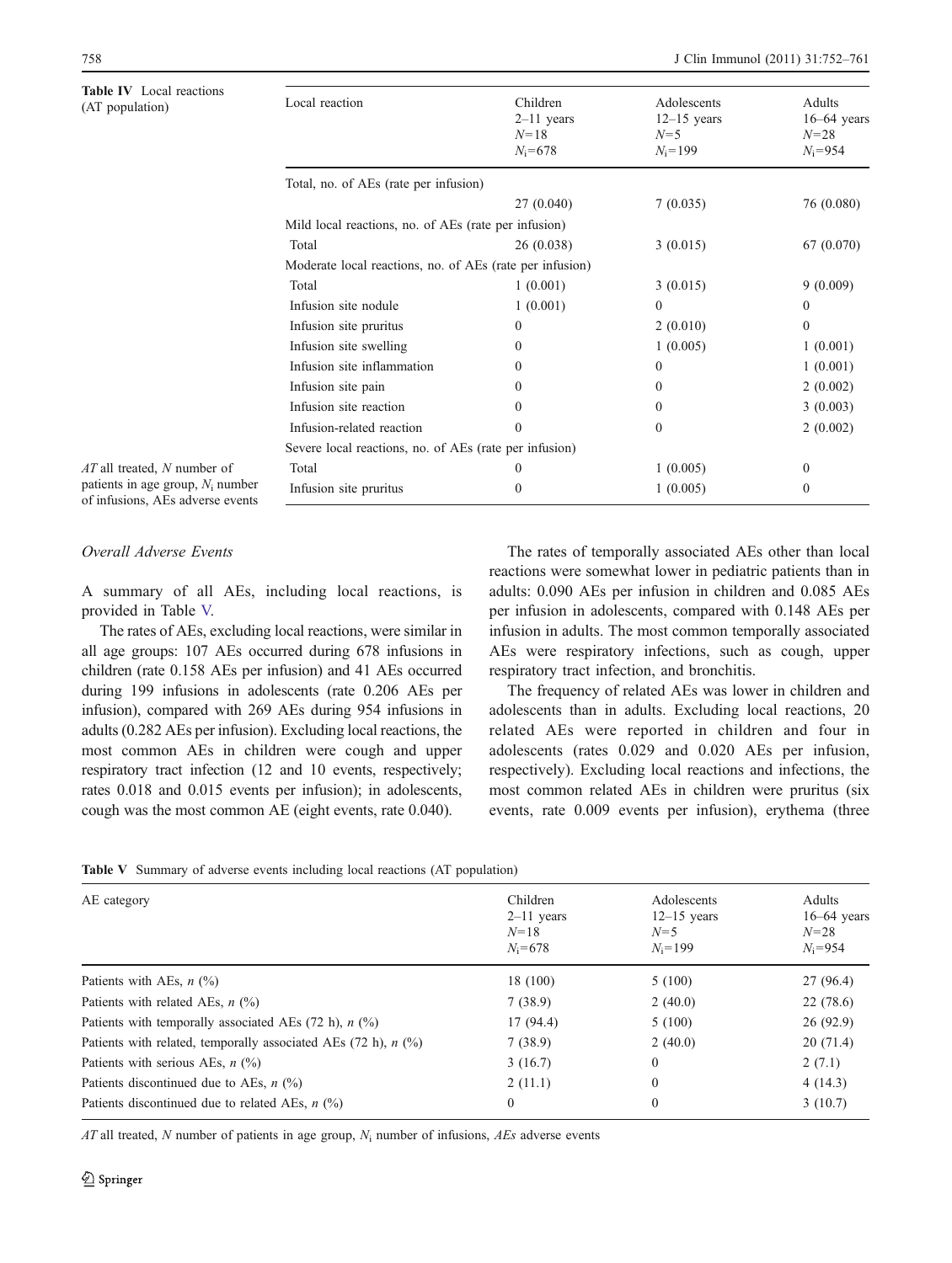**Table IV** Local reactions (AT population)

| Local reaction | Children 2–11 years $N$=18 $N_i$=678 | Adolescents 12–15 years $N$=5 $N_i$=199 | Adults 16–64 years $N$=28 $N_i$=954 |
|---|---|---|---|
| Total, no. of AEs (rate per infusion) | | | |
| | 27 (0.040) | 7 (0.035) | 76 (0.080) |
| Mild local reactions, no. of AEs (rate per infusion) | | | |
| Total | 26 (0.038) | 3 (0.015) | 67 (0.070) |
| Moderate local reactions, no. of AEs (rate per infusion) | | | |
| Total | 1 (0.001) | 3 (0.015) | 9 (0.009) |
| Infusion site nodule | 1 (0.001) | 0 | 0 |
| Infusion site pruritus | 0 | 2 (0.010) | 0 |
| Infusion site swelling | 0 | 1 (0.005) | 1 (0.001) |
| Infusion site inflammation | 0 | 0 | 1 (0.001) |
| Infusion site pain | 0 | 0 | 2 (0.002) |
| Infusion site reaction | 0 | 0 | 3 (0.003) |
| Infusion-related reaction | 0 | 0 | 2 (0.002) |
| Severe local reactions, no. of AEs (rate per infusion) | | | |
| Total | 0 | 1 (0.005) | 0 |
| Infusion site pruritus | 0 | 1 (0.005) | 0 |

*AT* all treated, *N* number of patients in age group, $N_i$ number of infusions, *AEs* adverse events

*Overall Adverse Events*

A summary of all AEs, including local reactions, is provided in Table V.

The rates of AEs, excluding local reactions, were similar in all age groups: 107 AEs occurred during 678 infusions in children (rate 0.158 AEs per infusion) and 41 AEs occurred during 199 infusions in adolescents (rate 0.206 AEs per infusion), compared with 269 AEs during 954 infusions in adults (0.282 AEs per infusion). Excluding local reactions, the most common AEs in children were cough and upper respiratory tract infection (12 and 10 events, respectively; rates 0.018 and 0.015 events per infusion); in adolescents, cough was the most common AE (eight events, rate 0.040).

The rates of temporally associated AEs other than local reactions were somewhat lower in pediatric patients than in adults: 0.090 AEs per infusion in children and 0.085 AEs per infusion in adolescents, compared with 0.148 AEs per infusion in adults. The most common temporally associated AEs were respiratory infections, such as cough, upper respiratory tract infection, and bronchitis.

The frequency of related AEs was lower in children and adolescents than in adults. Excluding local reactions, 20 related AEs were reported in children and four in adolescents (rates 0.029 and 0.020 AEs per infusion, respectively). Excluding local reactions and infections, the most common related AEs in children were pruritus (six events, rate 0.009 events per infusion), erythema (three

**Table V** Summary of adverse events including local reactions (AT population)

| AE category | Children 2–11 years $N$=18 $N_i$=678 | Adolescents 12–15 years $N$=5 $N_i$=199 | Adults 16–64 years $N$=28 $N_i$=954 |
|---|---|---|---|
| Patients with AEs, *n* (%) | 18 (100) | 5 (100) | 27 (96.4) |
| Patients with related AEs, *n* (%) | 7 (38.9) | 2 (40.0) | 22 (78.6) |
| Patients with temporally associated AEs (72 h), *n* (%) | 17 (94.4) | 5 (100) | 26 (92.9) |
| Patients with related, temporally associated AEs (72 h), *n* (%) | 7 (38.9) | 2 (40.0) | 20 (71.4) |
| Patients with serious AEs, *n* (%) | 3 (16.7) | 0 | 2 (7.1) |
| Patients discontinued due to AEs, *n* (%) | 2 (11.1) | 0 | 4 (14.3) |
| Patients discontinued due to related AEs, *n* (%) | 0 | 0 | 3 (10.7) |

*AT* all treated, *N* number of patients in age group, $N_i$ number of infusions, *AEs* adverse events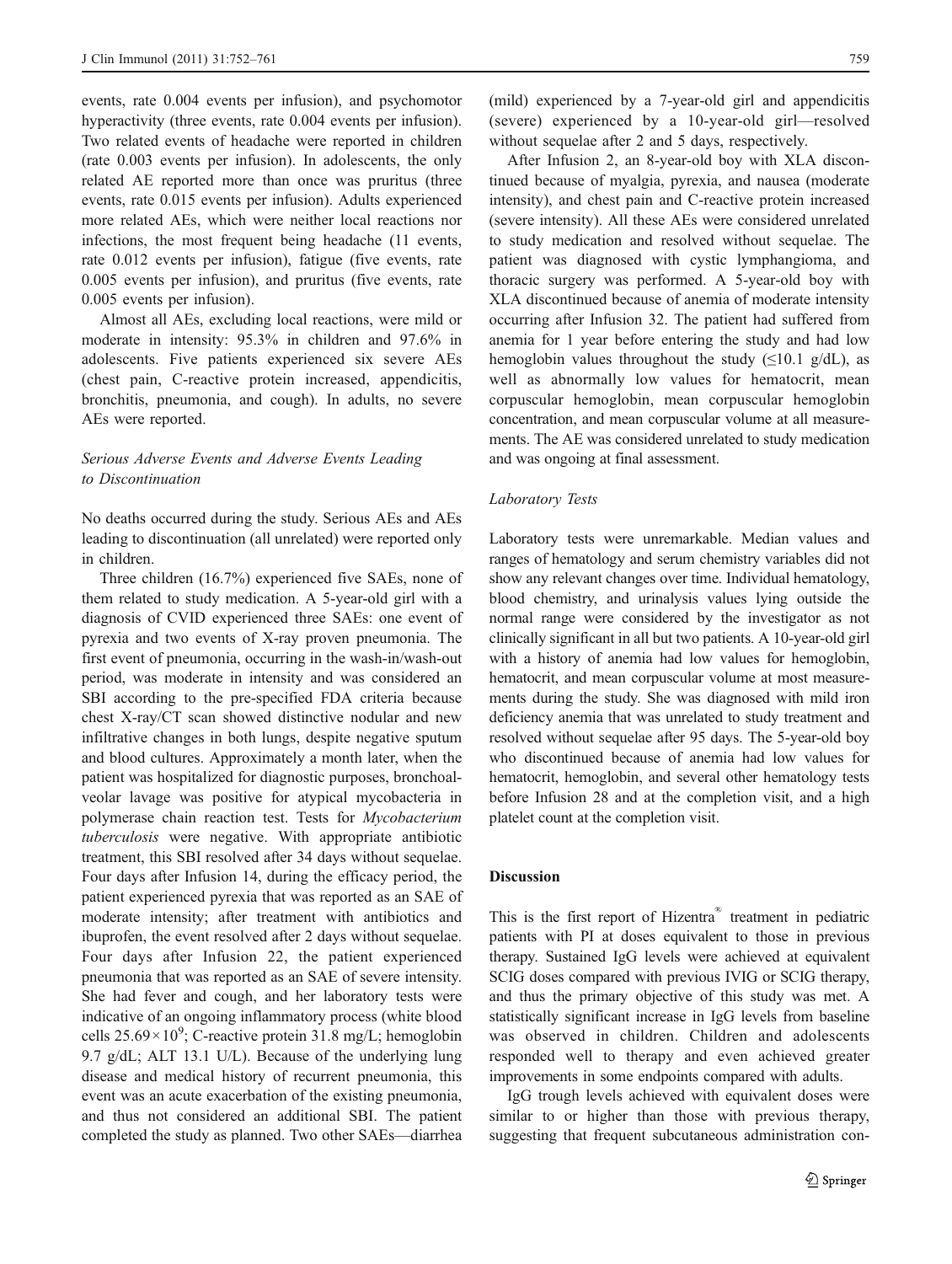events, rate 0.004 events per infusion), and psychomotor hyperactivity (three events, rate 0.004 events per infusion). Two related events of headache were reported in children (rate 0.003 events per infusion). In adolescents, the only related AE reported more than once was pruritus (three events, rate 0.015 events per infusion). Adults experienced more related AEs, which were neither local reactions nor infections, the most frequent being headache (11 events, rate 0.012 events per infusion), fatigue (five events, rate 0.005 events per infusion), and pruritus (five events, rate 0.005 events per infusion).

Almost all AEs, excluding local reactions, were mild or moderate in intensity: 95.3% in children and 97.6% in adolescents. Five patients experienced six severe AEs (chest pain, C-reactive protein increased, appendicitis, bronchitis, pneumonia, and cough). In adults, no severe AEs were reported.

### *Serious Adverse Events and Adverse Events Leading to Discontinuation*

No deaths occurred during the study. Serious AEs and AEs leading to discontinuation (all unrelated) were reported only in children.

Three children (16.7%) experienced five SAEs, none of them related to study medication. A 5-year-old girl with a diagnosis of CVID experienced three SAEs: one event of pyrexia and two events of X-ray proven pneumonia. The first event of pneumonia, occurring in the wash-in/wash-out period, was moderate in intensity and was considered an SBI according to the pre-specified FDA criteria because chest X-ray/CT scan showed distinctive nodular and new infiltrative changes in both lungs, despite negative sputum and blood cultures. Approximately a month later, when the patient was hospitalized for diagnostic purposes, bronchoalveolar lavage was positive for atypical mycobacteria in polymerase chain reaction test. Tests for *Mycobacterium tuberculosis* were negative. With appropriate antibiotic treatment, this SBI resolved after 34 days without sequelae. Four days after Infusion 14, during the efficacy period, the patient experienced pyrexia that was reported as an SAE of moderate intensity; after treatment with antibiotics and ibuprofen, the event resolved after 2 days without sequelae. Four days after Infusion 22, the patient experienced pneumonia that was reported as an SAE of severe intensity. She had fever and cough, and her laboratory tests were indicative of an ongoing inflammatory process (white blood cells $25.69\times10^9$; C-reactive protein 31.8 mg/L; hemoglobin 9.7 g/dL; ALT 13.1 U/L). Because of the underlying lung disease and medical history of recurrent pneumonia, this event was an acute exacerbation of the existing pneumonia, and thus not considered an additional SBI. The patient completed the study as planned. Two other SAEs—diarrhea (mild) experienced by a 7-year-old girl and appendicitis (severe) experienced by a 10-year-old girl—resolved without sequelae after 2 and 5 days, respectively.

After Infusion 2, an 8-year-old boy with XLA discontinued because of myalgia, pyrexia, and nausea (moderate intensity), and chest pain and C-reactive protein increased (severe intensity). All these AEs were considered unrelated to study medication and resolved without sequelae. The patient was diagnosed with cystic lymphangioma, and thoracic surgery was performed. A 5-year-old boy with XLA discontinued because of anemia of moderate intensity occurring after Infusion 32. The patient had suffered from anemia for 1 year before entering the study and had low hemoglobin values throughout the study ($\leq$10.1 g/dL), as well as abnormally low values for hematocrit, mean corpuscular hemoglobin, mean corpuscular hemoglobin concentration, and mean corpuscular volume at all measurements. The AE was considered unrelated to study medication and was ongoing at final assessment.

### *Laboratory Tests*

Laboratory tests were unremarkable. Median values and ranges of hematology and serum chemistry variables did not show any relevant changes over time. Individual hematology, blood chemistry, and urinalysis values lying outside the normal range were considered by the investigator as not clinically significant in all but two patients. A 10-year-old girl with a history of anemia had low values for hemoglobin, hematocrit, and mean corpuscular volume at most measurements during the study. She was diagnosed with mild iron deficiency anemia that was unrelated to study treatment and resolved without sequelae after 95 days. The 5-year-old boy who discontinued because of anemia had low values for hematocrit, hemoglobin, and several other hematology tests before Infusion 28 and at the completion visit, and a high platelet count at the completion visit.

## Discussion

This is the first report of Hizentra® treatment in pediatric patients with PI at doses equivalent to those in previous therapy. Sustained IgG levels were achieved at equivalent SCIG doses compared with previous IVIG or SCIG therapy, and thus the primary objective of this study was met. A statistically significant increase in IgG levels from baseline was observed in children. Children and adolescents responded well to therapy and even achieved greater improvements in some endpoints compared with adults.

IgG trough levels achieved with equivalent doses were similar to or higher than those with previous therapy, suggesting that frequent subcutaneous administration con-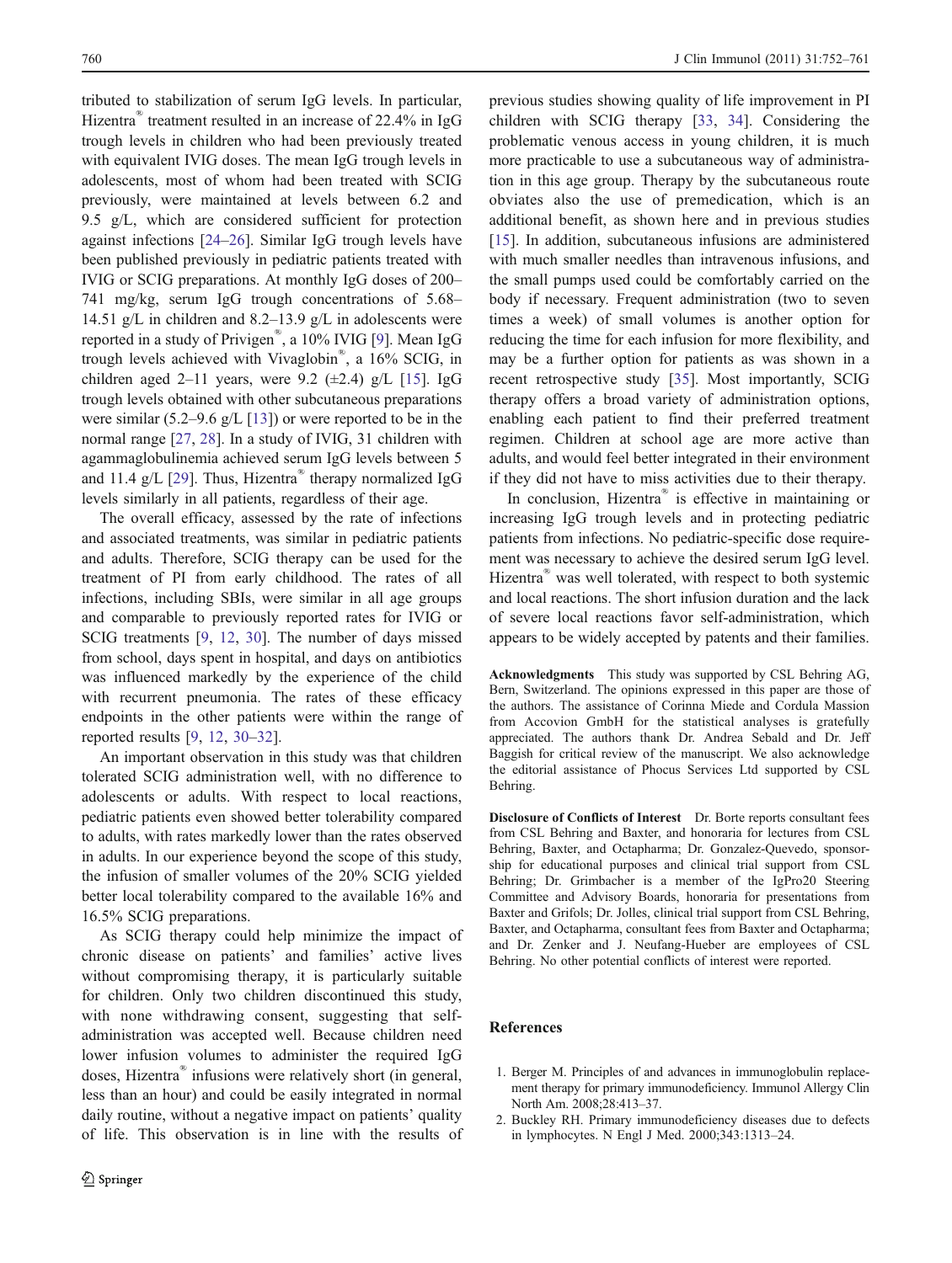tributed to stabilization of serum IgG levels. In particular, Hizentra® treatment resulted in an increase of 22.4% in IgG trough levels in children who had been previously treated with equivalent IVIG doses. The mean IgG trough levels in adolescents, most of whom had been treated with SCIG previously, were maintained at levels between 6.2 and 9.5 g/L, which are considered sufficient for protection against infections [24–26]. Similar IgG trough levels have been published previously in pediatric patients treated with IVIG or SCIG preparations. At monthly IgG doses of 200–741 mg/kg, serum IgG trough concentrations of 5.68–14.51 g/L in children and 8.2–13.9 g/L in adolescents were reported in a study of Privigen®, a 10% IVIG [9]. Mean IgG trough levels achieved with Vivaglobin®, a 16% SCIG, in children aged 2–11 years, were 9.2 (±2.4) g/L [15]. IgG trough levels obtained with other subcutaneous preparations were similar (5.2–9.6 g/L [13]) or were reported to be in the normal range [27, 28]. In a study of IVIG, 31 children with agammaglobulinemia achieved serum IgG levels between 5 and 11.4 g/L [29]. Thus, Hizentra® therapy normalized IgG levels similarly in all patients, regardless of their age.

The overall efficacy, assessed by the rate of infections and associated treatments, was similar in pediatric patients and adults. Therefore, SCIG therapy can be used for the treatment of PI from early childhood. The rates of all infections, including SBIs, were similar in all age groups and comparable to previously reported rates for IVIG or SCIG treatments [9, 12, 30]. The number of days missed from school, days spent in hospital, and days on antibiotics was influenced markedly by the experience of the child with recurrent pneumonia. The rates of these efficacy endpoints in the other patients were within the range of reported results [9, 12, 30–32].

An important observation in this study was that children tolerated SCIG administration well, with no difference to adolescents or adults. With respect to local reactions, pediatric patients even showed better tolerability compared to adults, with rates markedly lower than the rates observed in adults. In our experience beyond the scope of this study, the infusion of smaller volumes of the 20% SCIG yielded better local tolerability compared to the available 16% and 16.5% SCIG preparations.

As SCIG therapy could help minimize the impact of chronic disease on patients' and families' active lives without compromising therapy, it is particularly suitable for children. Only two children discontinued this study, with none withdrawing consent, suggesting that self-administration was accepted well. Because children need lower infusion volumes to administer the required IgG doses, Hizentra® infusions were relatively short (in general, less than an hour) and could be easily integrated in normal daily routine, without a negative impact on patients' quality of life. This observation is in line with the results of previous studies showing quality of life improvement in PI children with SCIG therapy [33, 34]. Considering the problematic venous access in young children, it is much more practicable to use a subcutaneous way of administration in this age group. Therapy by the subcutaneous route obviates also the use of premedication, which is an additional benefit, as shown here and in previous studies [15]. In addition, subcutaneous infusions are administered with much smaller needles than intravenous infusions, and the small pumps used could be comfortably carried on the body if necessary. Frequent administration (two to seven times a week) of small volumes is another option for reducing the time for each infusion for more flexibility, and may be a further option for patients as was shown in a recent retrospective study [35]. Most importantly, SCIG therapy offers a broad variety of administration options, enabling each patient to find their preferred treatment regimen. Children at school age are more active than adults, and would feel better integrated in their environment if they did not have to miss activities due to their therapy.

In conclusion, Hizentra® is effective in maintaining or increasing IgG trough levels and in protecting pediatric patients from infections. No pediatric-specific dose requirement was necessary to achieve the desired serum IgG level. Hizentra® was well tolerated, with respect to both systemic and local reactions. The short infusion duration and the lack of severe local reactions favor self-administration, which appears to be widely accepted by patents and their families.

**Acknowledgments** This study was supported by CSL Behring AG, Bern, Switzerland. The opinions expressed in this paper are those of the authors. The assistance of Corinna Miede and Cordula Massion from Accovion GmbH for the statistical analyses is gratefully appreciated. The authors thank Dr. Andrea Sebald and Dr. Jeff Baggish for critical review of the manuscript. We also acknowledge the editorial assistance of Phocus Services Ltd supported by CSL Behring.

**Disclosure of Conflicts of Interest** Dr. Borte reports consultant fees from CSL Behring and Baxter, and honoraria for lectures from CSL Behring, Baxter, and Octapharma; Dr. Gonzalez-Quevedo, sponsorship for educational purposes and clinical trial support from CSL Behring; Dr. Grimbacher is a member of the IgPro20 Steering Committee and Advisory Boards, honoraria for presentations from Baxter and Grifols; Dr. Jolles, clinical trial support from CSL Behring, Baxter, and Octapharma, consultant fees from Baxter and Octapharma; and Dr. Zenker and J. Neufang-Hueber are employees of CSL Behring. No other potential conflicts of interest were reported.

## References

1. Berger M. Principles of and advances in immunoglobulin replacement therapy for primary immunodeficiency. Immunol Allergy Clin North Am. 2008;28:413–37.
2. Buckley RH. Primary immunodeficiency diseases due to defects in lymphocytes. N Engl J Med. 2000;343:1313–24.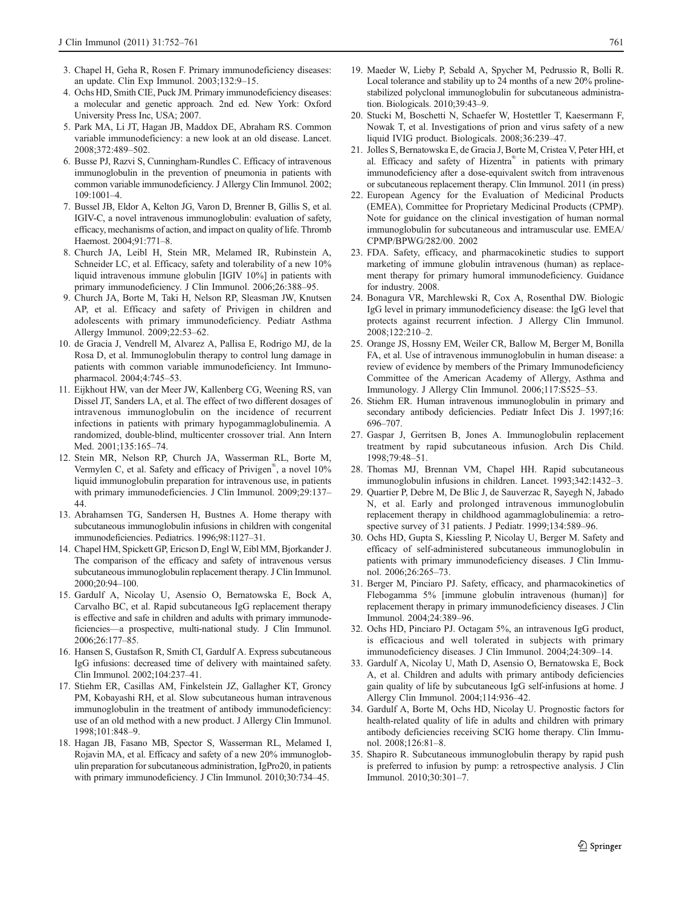3. Chapel H, Geha R, Rosen F. Primary immunodeficiency diseases: an update. Clin Exp Immunol. 2003;132:9–15.
4. Ochs HD, Smith CIE, Puck JM. Primary immunodeficiency diseases: a molecular and genetic approach. 2nd ed. New York: Oxford University Press Inc, USA; 2007.
5. Park MA, Li JT, Hagan JB, Maddox DE, Abraham RS. Common variable immunodeficiency: a new look at an old disease. Lancet. 2008;372:489–502.
6. Busse PJ, Razvi S, Cunningham-Rundles C. Efficacy of intravenous immunoglobulin in the prevention of pneumonia in patients with common variable immunodeficiency. J Allergy Clin Immunol. 2002; 109:1001–4.
7. Bussel JB, Eldor A, Kelton JG, Varon D, Brenner B, Gillis S, et al. IGIV-C, a novel intravenous immunoglobulin: evaluation of safety, efficacy, mechanisms of action, and impact on quality of life. Thromb Haemost. 2004;91:771–8.
8. Church JA, Leibl H, Stein MR, Melamed IR, Rubinstein A, Schneider LC, et al. Efficacy, safety and tolerability of a new 10% liquid intravenous immune globulin [IGIV 10%] in patients with primary immunodeficiency. J Clin Immunol. 2006;26:388–95.
9. Church JA, Borte M, Taki H, Nelson RP, Sleasman JW, Knutsen AP, et al. Efficacy and safety of Privigen in children and adolescents with primary immunodeficiency. Pediatr Asthma Allergy Immunol. 2009;22:53–62.
10. de Gracia J, Vendrell M, Alvarez A, Pallisa E, Rodrigo MJ, de la Rosa D, et al. Immunoglobulin therapy to control lung damage in patients with common variable immunodeficiency. Int Immunopharmacol. 2004;4:745–53.
11. Eijkhout HW, van der Meer JW, Kallenberg CG, Weening RS, van Dissel JT, Sanders LA, et al. The effect of two different dosages of intravenous immunoglobulin on the incidence of recurrent infections in patients with primary hypogammaglobulinemia. A randomized, double-blind, multicenter crossover trial. Ann Intern Med. 2001;135:165–74.
12. Stein MR, Nelson RP, Church JA, Wasserman RL, Borte M, Vermylen C, et al. Safety and efficacy of Privigen®, a novel 10% liquid immunoglobulin preparation for intravenous use, in patients with primary immunodeficiencies. J Clin Immunol. 2009;29:137–44.
13. Abrahamsen TG, Sandersen H, Bustnes A. Home therapy with subcutaneous immunoglobulin infusions in children with congenital immunodeficiencies. Pediatrics. 1996;98:1127–31.
14. Chapel HM, Spickett GP, Ericson D, Engl W, Eibl MM, Bjorkander J. The comparison of the efficacy and safety of intravenous versus subcutaneous immunoglobulin replacement therapy. J Clin Immunol. 2000;20:94–100.
15. Gardulf A, Nicolay U, Asensio O, Bernatowska E, Bock A, Carvalho BC, et al. Rapid subcutaneous IgG replacement therapy is effective and safe in children and adults with primary immunodeficiencies—a prospective, multi-national study. J Clin Immunol. 2006;26:177–85.
16. Hansen S, Gustafson R, Smith CI, Gardulf A. Express subcutaneous IgG infusions: decreased time of delivery with maintained safety. Clin Immunol. 2002;104:237–41.
17. Stiehm ER, Casillas AM, Finkelstein JZ, Gallagher KT, Groncy PM, Kobayashi RH, et al. Slow subcutaneous human intravenous immunoglobulin in the treatment of antibody immunodeficiency: use of an old method with a new product. J Allergy Clin Immunol. 1998;101:848–9.
18. Hagan JB, Fasano MB, Spector S, Wasserman RL, Melamed I, Rojavin MA, et al. Efficacy and safety of a new 20% immunoglobulin preparation for subcutaneous administration, IgPro20, in patients with primary immunodeficiency. J Clin Immunol. 2010;30:734–45.
19. Maeder W, Lieby P, Sebald A, Spycher M, Pedrussio R, Bolli R. Local tolerance and stability up to 24 months of a new 20% proline-stabilized polyclonal immunoglobulin for subcutaneous administration. Biologicals. 2010;39:43–9.
20. Stucki M, Boschetti N, Schaefer W, Hostettler T, Kaesermann F, Nowak T, et al. Investigations of prion and virus safety of a new liquid IVIG product. Biologicals. 2008;36:239–47.
21. Jolles S, Bernatowska E, de Gracia J, Borte M, Cristea V, Peter HH, et al. Efficacy and safety of Hizentra® in patients with primary immunodeficiency after a dose-equivalent switch from intravenous or subcutaneous replacement therapy. Clin Immunol. 2011 (in press)
22. European Agency for the Evaluation of Medicinal Products (EMEA), Committee for Proprietary Medicinal Products (CPMP). Note for guidance on the clinical investigation of human normal immunoglobulin for subcutaneous and intramuscular use. EMEA/CPMP/BPWG/282/00. 2002
23. FDA. Safety, efficacy, and pharmacokinetic studies to support marketing of immune globulin intravenous (human) as replacement therapy for primary humoral immunodeficiency. Guidance for industry. 2008.
24. Bonagura VR, Marchlewski R, Cox A, Rosenthal DW. Biologic IgG level in primary immunodeficiency disease: the IgG level that protects against recurrent infection. J Allergy Clin Immunol. 2008;122:210–2.
25. Orange JS, Hossny EM, Weiler CR, Ballow M, Berger M, Bonilla FA, et al. Use of intravenous immunoglobulin in human disease: a review of evidence by members of the Primary Immunodeficiency Committee of the American Academy of Allergy, Asthma and Immunology. J Allergy Clin Immunol. 2006;117:S525–53.
26. Stiehm ER. Human intravenous immunoglobulin in primary and secondary antibody deficiencies. Pediatr Infect Dis J. 1997;16: 696–707.
27. Gaspar J, Gerritsen B, Jones A. Immunoglobulin replacement treatment by rapid subcutaneous infusion. Arch Dis Child. 1998;79:48–51.
28. Thomas MJ, Brennan VM, Chapel HH. Rapid subcutaneous immunoglobulin infusions in children. Lancet. 1993;342:1432–3.
29. Quartier P, Debre M, De Blic J, de Sauverzac R, Sayegh N, Jabado N, et al. Early and prolonged intravenous immunoglobulin replacement therapy in childhood agammaglobulinemia: a retrospective survey of 31 patients. J Pediatr. 1999;134:589–96.
30. Ochs HD, Gupta S, Kiessling P, Nicolay U, Berger M. Safety and efficacy of self-administered subcutaneous immunoglobulin in patients with primary immunodeficiency diseases. J Clin Immunol. 2006;26:265–73.
31. Berger M, Pinciaro PJ. Safety, efficacy, and pharmacokinetics of Flebogamma 5% [immune globulin intravenous (human)] for replacement therapy in primary immunodeficiency diseases. J Clin Immunol. 2004;24:389–96.
32. Ochs HD, Pinciaro PJ. Octagam 5%, an intravenous IgG product, is efficacious and well tolerated in subjects with primary immunodeficiency diseases. J Clin Immunol. 2004;24:309–14.
33. Gardulf A, Nicolay U, Math D, Asensio O, Bernatowska E, Bock A, et al. Children and adults with primary antibody deficiencies gain quality of life by subcutaneous IgG self-infusions at home. J Allergy Clin Immunol. 2004;114:936–42.
34. Gardulf A, Borte M, Ochs HD, Nicolay U. Prognostic factors for health-related quality of life in adults and children with primary antibody deficiencies receiving SCIG home therapy. Clin Immunol. 2008;126:81–8.
35. Shapiro R. Subcutaneous immunoglobulin therapy by rapid push is preferred to infusion by pump: a retrospective analysis. J Clin Immunol. 2010;30:301–7.